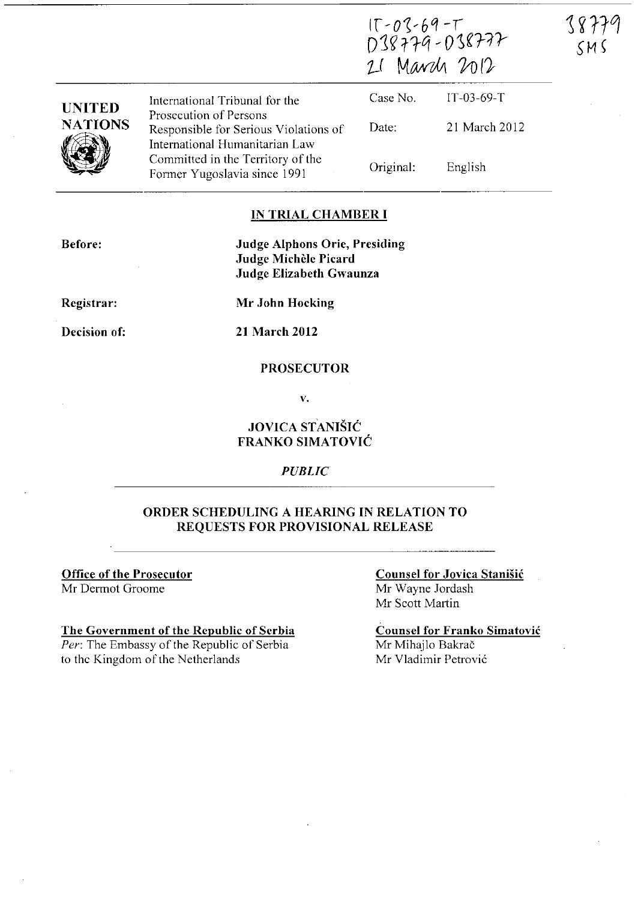IT-03-69-T
D38779-D38777
21 March 2012

38779
SMS

| UNITED NATIONS | International Tribunal for the Prosecution of Persons Responsible for Serious Violations of International Humanitarian Law Committed in the Territory of the Former Yugoslavia since 1991 | Case No. | IT-03-69-T |
|---|---|---|---|
| | | Date: | 21 March 2012 |
| | | Original: | English |

## IN TRIAL CHAMBER I

**Before:** **Judge Alphons Orie, Presiding**
**Judge Michèle Picard**
**Judge Elizabeth Gwaunza**

**Registrar:** **Mr John Hocking**

**Decision of:** **21 March 2012**

**PROSECUTOR**

**v.**

**JOVICA STANIŠIĆ**
**FRANKO SIMATOVIĆ**

*PUBLIC*

## ORDER SCHEDULING A HEARING IN RELATION TO REQUESTS FOR PROVISIONAL RELEASE

**Office of the Prosecutor**
Mr Dermot Groome

**The Government of the Republic of Serbia**
*Per*: The Embassy of the Republic of Serbia to the Kingdom of the Netherlands

**Counsel for Jovica Stanišić**
Mr Wayne Jordash
Mr Scott Martin

**Counsel for Franko Simatović**
Mr Mihajlo Bakrač
Mr Vladimir Petrović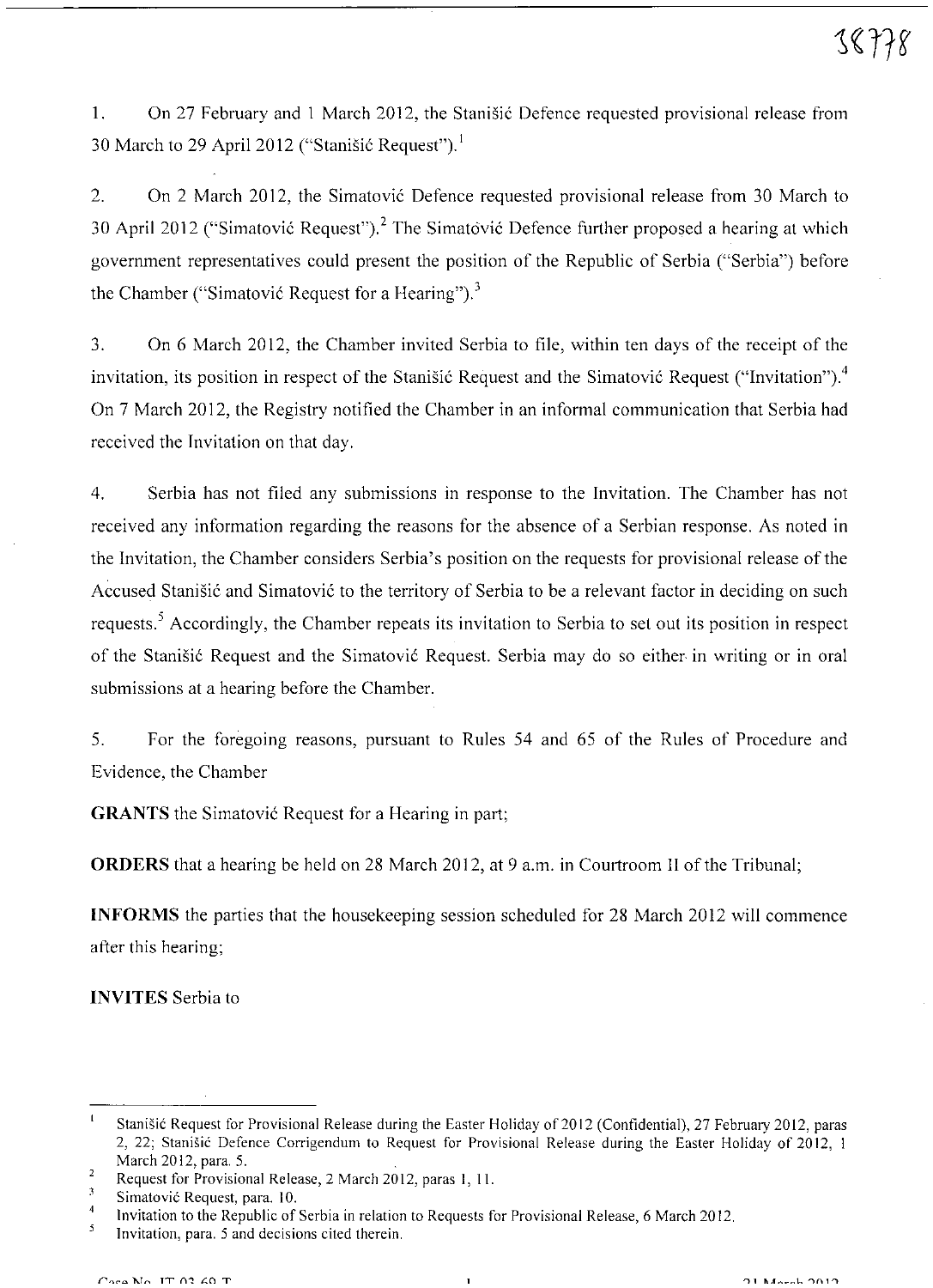1. On 27 February and 1 March 2012, the Stanišić Defence requested provisional release from 30 March to 29 April 2012 ("Stanišić Request").[1]

2. On 2 March 2012, the Simatović Defence requested provisional release from 30 March to 30 April 2012 ("Simatović Request").[2] The Simatović Defence further proposed a hearing at which government representatives could present the position of the Republic of Serbia ("Serbia") before the Chamber ("Simatović Request for a Hearing").[3]

3. On 6 March 2012, the Chamber invited Serbia to file, within ten days of the receipt of the invitation, its position in respect of the Stanišić Request and the Simatović Request ("Invitation").[4] On 7 March 2012, the Registry notified the Chamber in an informal communication that Serbia had received the Invitation on that day.

4. Serbia has not filed any submissions in response to the Invitation. The Chamber has not received any information regarding the reasons for the absence of a Serbian response. As noted in the Invitation, the Chamber considers Serbia's position on the requests for provisional release of the Accused Stanišić and Simatović to the territory of Serbia to be a relevant factor in deciding on such requests.[5] Accordingly, the Chamber repeats its invitation to Serbia to set out its position in respect of the Stanišić Request and the Simatović Request. Serbia may do so either in writing or in oral submissions at a hearing before the Chamber.

5. For the foregoing reasons, pursuant to Rules 54 and 65 of the Rules of Procedure and Evidence, the Chamber

**GRANTS** the Simatović Request for a Hearing in part;

**ORDERS** that a hearing be held on 28 March 2012, at 9 a.m. in Courtroom II of the Tribunal;

**INFORMS** the parties that the housekeeping session scheduled for 28 March 2012 will commence after this hearing;

**INVITES** Serbia to

---

[1] Stanišić Request for Provisional Release during the Easter Holiday of 2012 (Confidential), 27 February 2012, paras 2, 22; Stanišić Defence Corrigendum to Request for Provisional Release during the Easter Holiday of 2012, 1 March 2012, para. 5.

[2] Request for Provisional Release, 2 March 2012, paras 1, 11.

[3] Simatović Request, para. 10.

[4] Invitation to the Republic of Serbia in relation to Requests for Provisional Release, 6 March 2012.

[5] Invitation, para. 5 and decisions cited therein.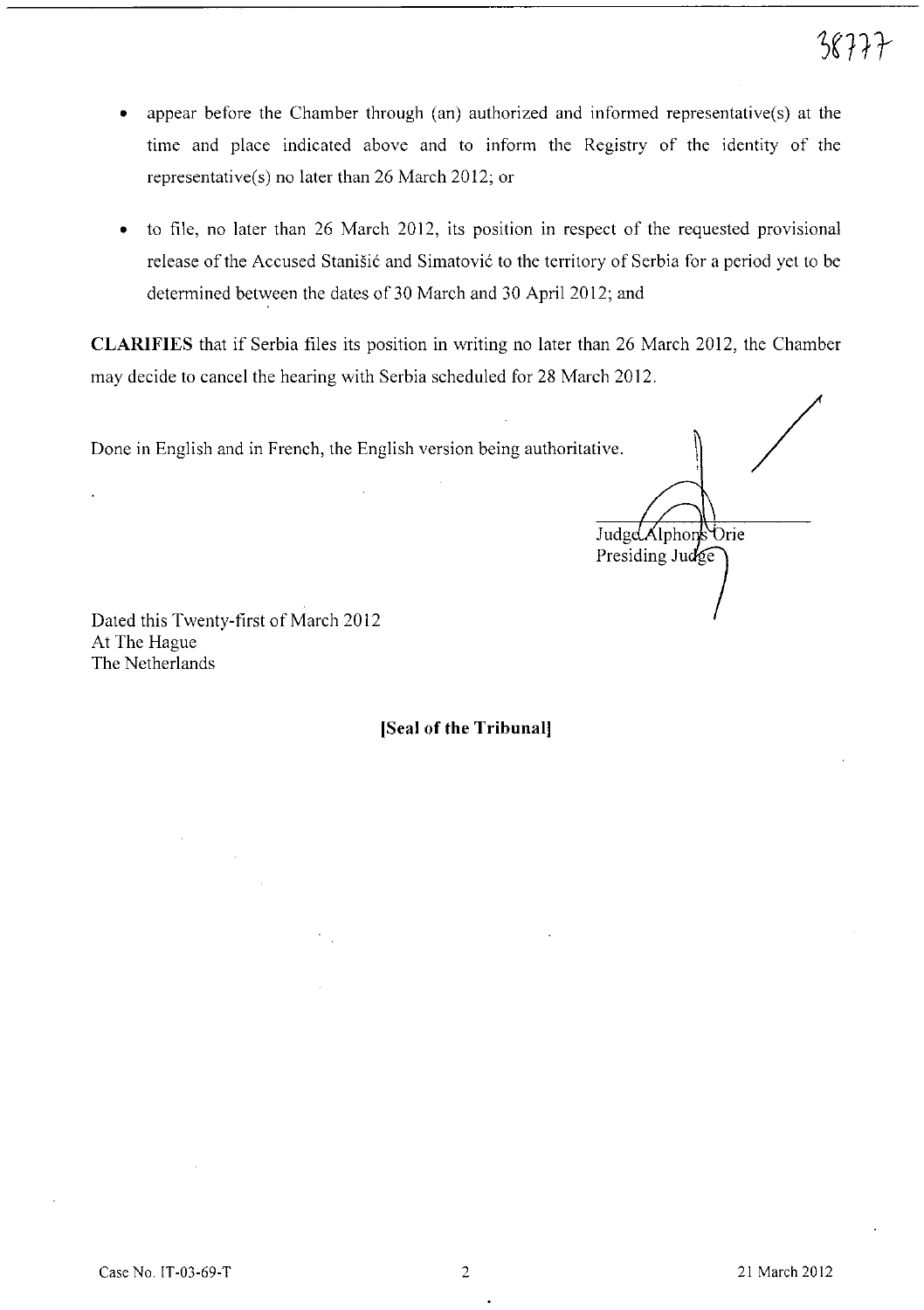- appear before the Chamber through (an) authorized and informed representative(s) at the time and place indicated above and to inform the Registry of the identity of the representative(s) no later than 26 March 2012; or

- to file, no later than 26 March 2012, its position in respect of the requested provisional release of the Accused Stanišić and Simatović to the territory of Serbia for a period yet to be determined between the dates of 30 March and 30 April 2012; and

**CLARIFIES** that if Serbia files its position in writing no later than 26 March 2012, the Chamber may decide to cancel the hearing with Serbia scheduled for 28 March 2012.

Done in English and in French, the English version being authoritative.

Judge Alphons Orie
Presiding Judge

Dated this Twenty-first of March 2012
At The Hague
The Netherlands

**[Seal of the Tribunal]**